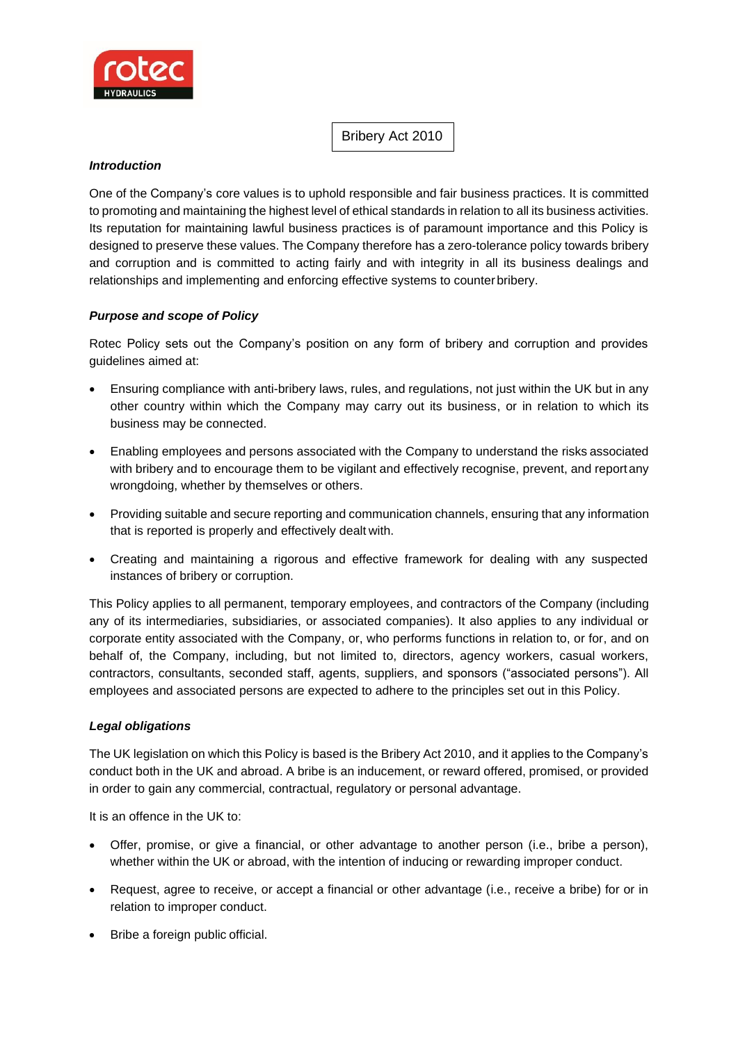# Bribery Act 2010

***Introduction***

One of the Company's core values is to uphold responsible and fair business practices. It is committed to promoting and maintaining the highest level of ethical standards in relation to all its business activities. Its reputation for maintaining lawful business practices is of paramount importance and this Policy is designed to preserve these values. The Company therefore has a zero-tolerance policy towards bribery and corruption and is committed to acting fairly and with integrity in all its business dealings and relationships and implementing and enforcing effective systems to counter bribery.

***Purpose and scope of Policy***

Rotec Policy sets out the Company's position on any form of bribery and corruption and provides guidelines aimed at:

- Ensuring compliance with anti-bribery laws, rules, and regulations, not just within the UK but in any other country within which the Company may carry out its business, or in relation to which its business may be connected.
- Enabling employees and persons associated with the Company to understand the risks associated with bribery and to encourage them to be vigilant and effectively recognise, prevent, and report any wrongdoing, whether by themselves or others.
- Providing suitable and secure reporting and communication channels, ensuring that any information that is reported is properly and effectively dealt with.
- Creating and maintaining a rigorous and effective framework for dealing with any suspected instances of bribery or corruption.

This Policy applies to all permanent, temporary employees, and contractors of the Company (including any of its intermediaries, subsidiaries, or associated companies). It also applies to any individual or corporate entity associated with the Company, or, who performs functions in relation to, or for, and on behalf of, the Company, including, but not limited to, directors, agency workers, casual workers, contractors, consultants, seconded staff, agents, suppliers, and sponsors ("associated persons"). All employees and associated persons are expected to adhere to the principles set out in this Policy.

***Legal obligations***

The UK legislation on which this Policy is based is the Bribery Act 2010, and it applies to the Company's conduct both in the UK and abroad. A bribe is an inducement, or reward offered, promised, or provided in order to gain any commercial, contractual, regulatory or personal advantage.

It is an offence in the UK to:

- Offer, promise, or give a financial, or other advantage to another person (i.e., bribe a person), whether within the UK or abroad, with the intention of inducing or rewarding improper conduct.
- Request, agree to receive, or accept a financial or other advantage (i.e., receive a bribe) for or in relation to improper conduct.
- Bribe a foreign public official.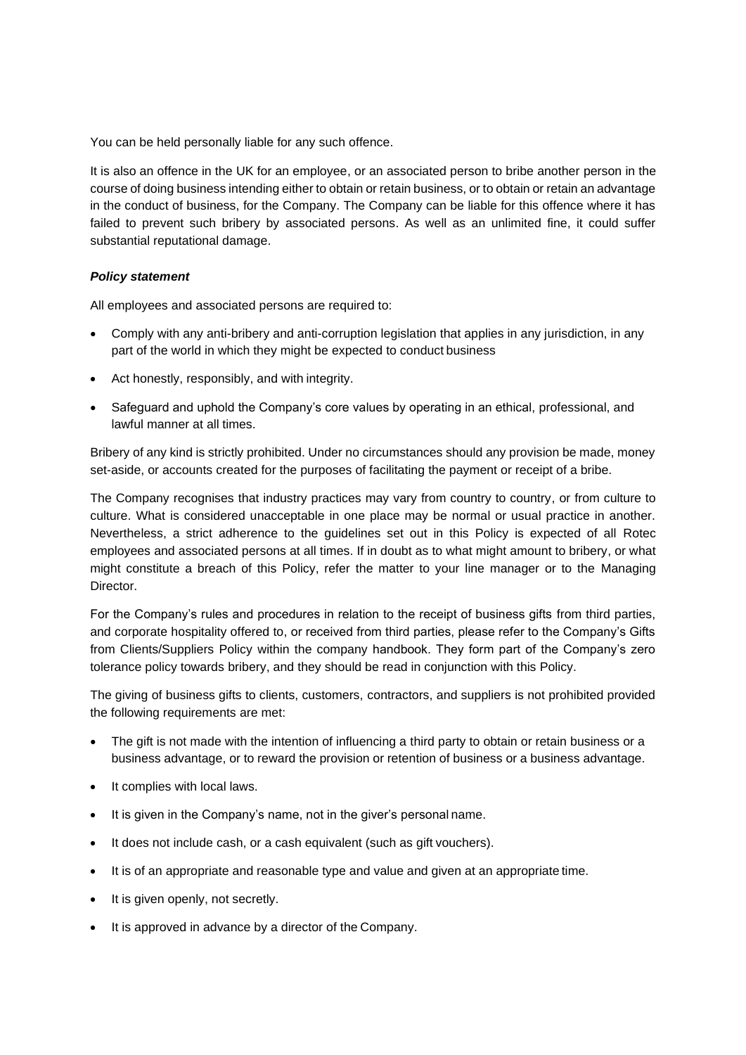You can be held personally liable for any such offence.

It is also an offence in the UK for an employee, or an associated person to bribe another person in the course of doing business intending either to obtain or retain business, or to obtain or retain an advantage in the conduct of business, for the Company. The Company can be liable for this offence where it has failed to prevent such bribery by associated persons. As well as an unlimited fine, it could suffer substantial reputational damage.

***Policy statement***

All employees and associated persons are required to:

- Comply with any anti-bribery and anti-corruption legislation that applies in any jurisdiction, in any part of the world in which they might be expected to conduct business
- Act honestly, responsibly, and with integrity.
- Safeguard and uphold the Company's core values by operating in an ethical, professional, and lawful manner at all times.

Bribery of any kind is strictly prohibited. Under no circumstances should any provision be made, money set-aside, or accounts created for the purposes of facilitating the payment or receipt of a bribe.

The Company recognises that industry practices may vary from country to country, or from culture to culture. What is considered unacceptable in one place may be normal or usual practice in another. Nevertheless, a strict adherence to the guidelines set out in this Policy is expected of all Rotec employees and associated persons at all times. If in doubt as to what might amount to bribery, or what might constitute a breach of this Policy, refer the matter to your line manager or to the Managing Director.

For the Company's rules and procedures in relation to the receipt of business gifts from third parties, and corporate hospitality offered to, or received from third parties, please refer to the Company's Gifts from Clients/Suppliers Policy within the company handbook. They form part of the Company's zero tolerance policy towards bribery, and they should be read in conjunction with this Policy.

The giving of business gifts to clients, customers, contractors, and suppliers is not prohibited provided the following requirements are met:

- The gift is not made with the intention of influencing a third party to obtain or retain business or a business advantage, or to reward the provision or retention of business or a business advantage.
- It complies with local laws.
- It is given in the Company's name, not in the giver's personal name.
- It does not include cash, or a cash equivalent (such as gift vouchers).
- It is of an appropriate and reasonable type and value and given at an appropriate time.
- It is given openly, not secretly.
- It is approved in advance by a director of the Company.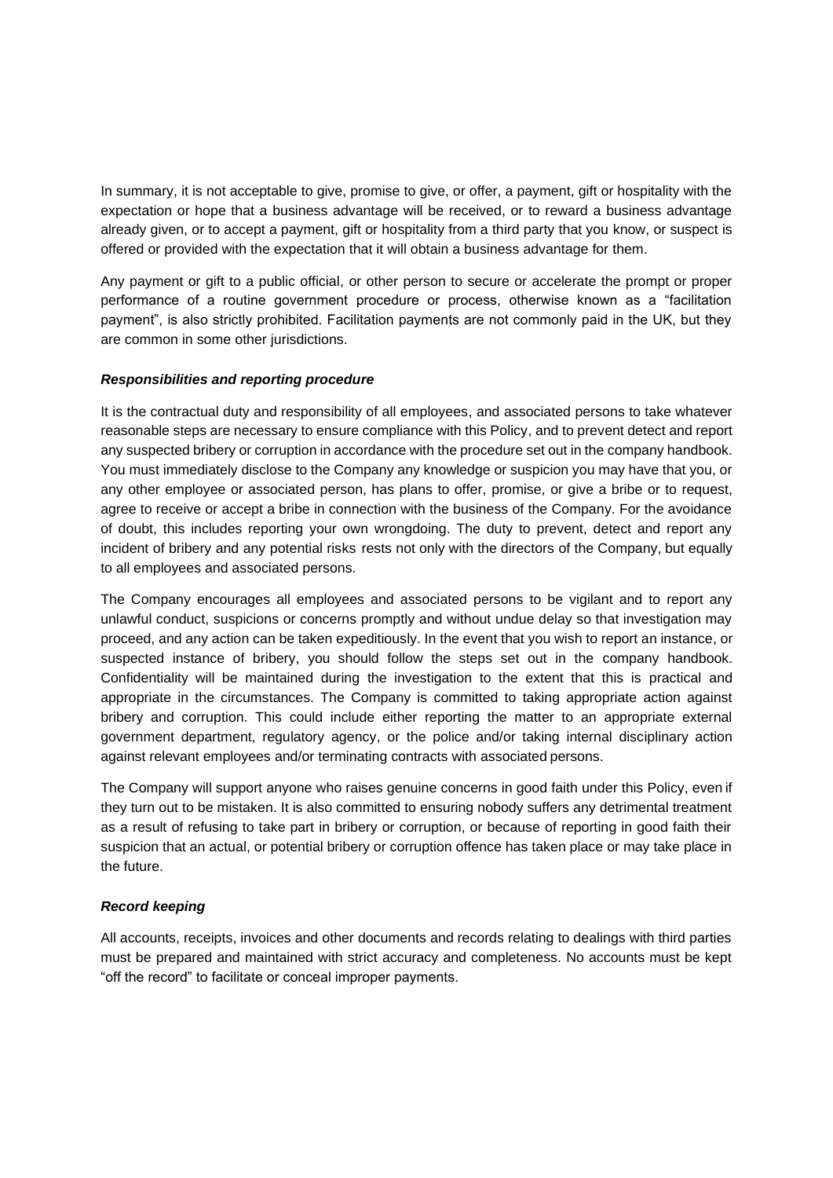In summary, it is not acceptable to give, promise to give, or offer, a payment, gift or hospitality with the expectation or hope that a business advantage will be received, or to reward a business advantage already given, or to accept a payment, gift or hospitality from a third party that you know, or suspect is offered or provided with the expectation that it will obtain a business advantage for them.

Any payment or gift to a public official, or other person to secure or accelerate the prompt or proper performance of a routine government procedure or process, otherwise known as a "facilitation payment", is also strictly prohibited. Facilitation payments are not commonly paid in the UK, but they are common in some other jurisdictions.

***Responsibilities and reporting procedure***

It is the contractual duty and responsibility of all employees, and associated persons to take whatever reasonable steps are necessary to ensure compliance with this Policy, and to prevent detect and report any suspected bribery or corruption in accordance with the procedure set out in the company handbook. You must immediately disclose to the Company any knowledge or suspicion you may have that you, or any other employee or associated person, has plans to offer, promise, or give a bribe or to request, agree to receive or accept a bribe in connection with the business of the Company. For the avoidance of doubt, this includes reporting your own wrongdoing. The duty to prevent, detect and report any incident of bribery and any potential risks rests not only with the directors of the Company, but equally to all employees and associated persons.

The Company encourages all employees and associated persons to be vigilant and to report any unlawful conduct, suspicions or concerns promptly and without undue delay so that investigation may proceed, and any action can be taken expeditiously. In the event that you wish to report an instance, or suspected instance of bribery, you should follow the steps set out in the company handbook. Confidentiality will be maintained during the investigation to the extent that this is practical and appropriate in the circumstances. The Company is committed to taking appropriate action against bribery and corruption. This could include either reporting the matter to an appropriate external government department, regulatory agency, or the police and/or taking internal disciplinary action against relevant employees and/or terminating contracts with associated persons.

The Company will support anyone who raises genuine concerns in good faith under this Policy, even if they turn out to be mistaken. It is also committed to ensuring nobody suffers any detrimental treatment as a result of refusing to take part in bribery or corruption, or because of reporting in good faith their suspicion that an actual, or potential bribery or corruption offence has taken place or may take place in the future.

***Record keeping***

All accounts, receipts, invoices and other documents and records relating to dealings with third parties must be prepared and maintained with strict accuracy and completeness. No accounts must be kept "off the record" to facilitate or conceal improper payments.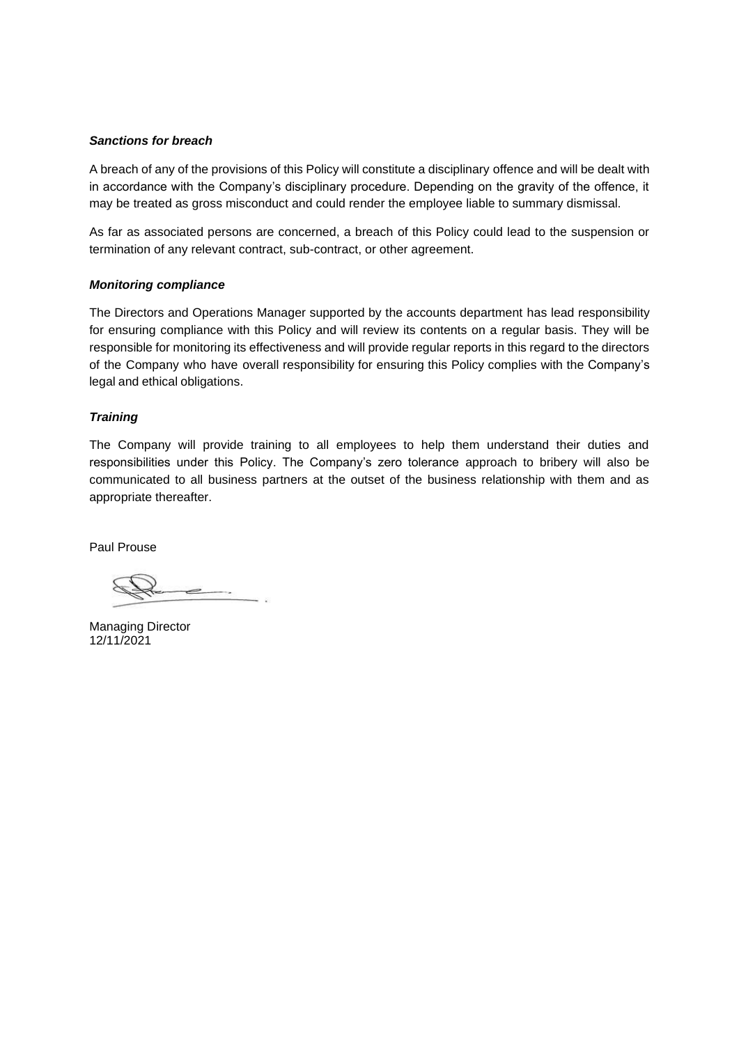***Sanctions for breach***

A breach of any of the provisions of this Policy will constitute a disciplinary offence and will be dealt with in accordance with the Company's disciplinary procedure. Depending on the gravity of the offence, it may be treated as gross misconduct and could render the employee liable to summary dismissal.

As far as associated persons are concerned, a breach of this Policy could lead to the suspension or termination of any relevant contract, sub-contract, or other agreement.

***Monitoring compliance***

The Directors and Operations Manager supported by the accounts department has lead responsibility for ensuring compliance with this Policy and will review its contents on a regular basis. They will be responsible for monitoring its effectiveness and will provide regular reports in this regard to the directors of the Company who have overall responsibility for ensuring this Policy complies with the Company's legal and ethical obligations.

***Training***

The Company will provide training to all employees to help them understand their duties and responsibilities under this Policy. The Company's zero tolerance approach to bribery will also be communicated to all business partners at the outset of the business relationship with them and as appropriate thereafter.

Paul Prouse

Managing Director
12/11/2021